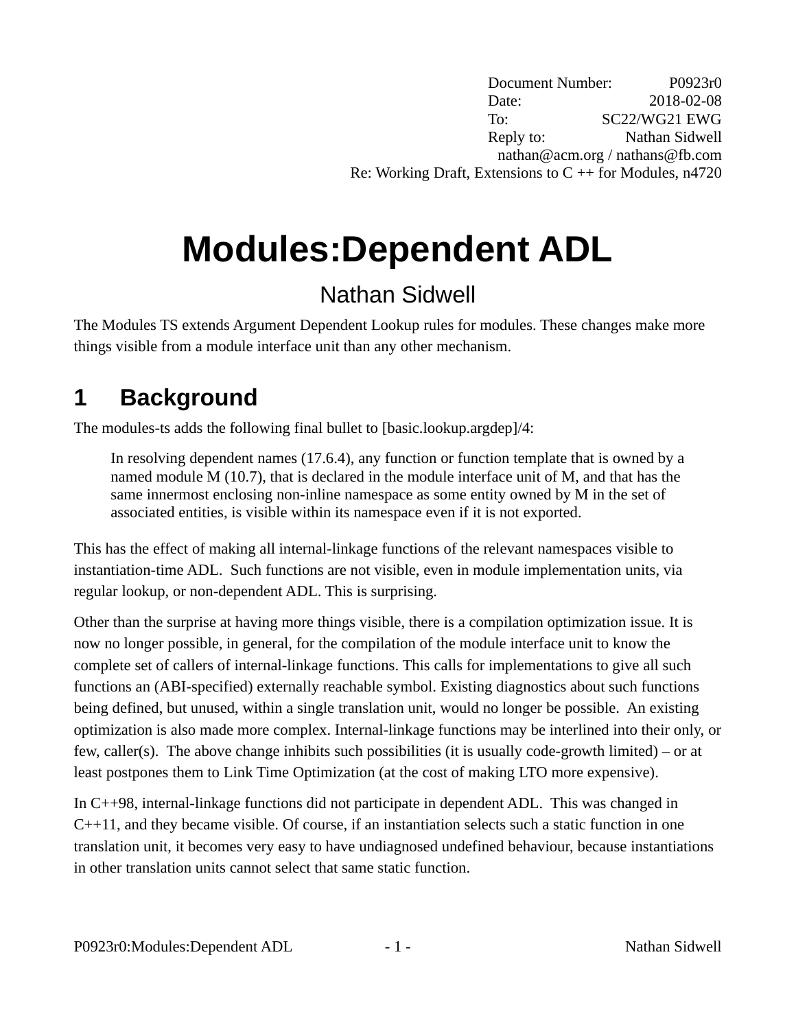Document Number: P0923r0
Date: 2018-02-08
To: SC22/WG21 EWG
Reply to: Nathan Sidwell
nathan@acm.org / nathans@fb.com
Re: Working Draft, Extensions to C ++ for Modules, n4720

# Modules:Dependent ADL

Nathan Sidwell

The Modules TS extends Argument Dependent Lookup rules for modules. These changes make more things visible from a module interface unit than any other mechanism.

## 1 Background

The modules-ts adds the following final bullet to [basic.lookup.argdep]/4:

> In resolving dependent names (17.6.4), any function or function template that is owned by a named module M (10.7), that is declared in the module interface unit of M, and that has the same innermost enclosing non-inline namespace as some entity owned by M in the set of associated entities, is visible within its namespace even if it is not exported.

This has the effect of making all internal-linkage functions of the relevant namespaces visible to instantiation-time ADL. Such functions are not visible, even in module implementation units, via regular lookup, or non-dependent ADL. This is surprising.

Other than the surprise at having more things visible, there is a compilation optimization issue. It is now no longer possible, in general, for the compilation of the module interface unit to know the complete set of callers of internal-linkage functions. This calls for implementations to give all such functions an (ABI-specified) externally reachable symbol. Existing diagnostics about such functions being defined, but unused, within a single translation unit, would no longer be possible. An existing optimization is also made more complex. Internal-linkage functions may be interlined into their only, or few, caller(s). The above change inhibits such possibilities (it is usually code-growth limited) – or at least postpones them to Link Time Optimization (at the cost of making LTO more expensive).

In C++98, internal-linkage functions did not participate in dependent ADL. This was changed in C++11, and they became visible. Of course, if an instantiation selects such a static function in one translation unit, it becomes very easy to have undiagnosed undefined behaviour, because instantiations in other translation units cannot select that same static function.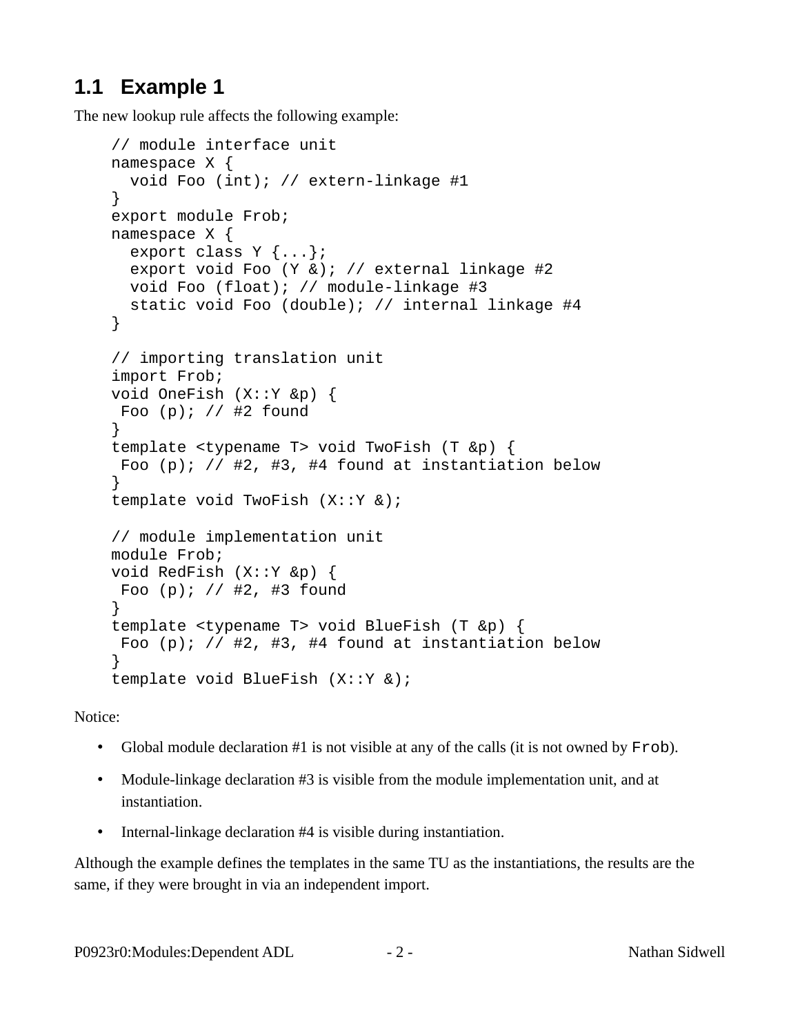## 1.1 Example 1

The new lookup rule affects the following example:

```
// module interface unit
namespace X {
  void Foo (int); // extern-linkage #1
}
export module Frob;
namespace X {
  export class Y {...};
  export void Foo (Y &); // external linkage #2
  void Foo (float); // module-linkage #3
  static void Foo (double); // internal linkage #4
}

// importing translation unit
import Frob;
void OneFish (X::Y &p) {
 Foo (p); // #2 found
}
template <typename T> void TwoFish (T &p) {
 Foo (p); // #2, #3, #4 found at instantiation below
}
template void TwoFish (X::Y &);

// module implementation unit
module Frob;
void RedFish (X::Y &p) {
 Foo (p); // #2, #3 found
}
template <typename T> void BlueFish (T &p) {
 Foo (p); // #2, #3, #4 found at instantiation below
}
template void BlueFish (X::Y &);
```

Notice:

- Global module declaration #1 is not visible at any of the calls (it is not owned by `Frob`).
- Module-linkage declaration #3 is visible from the module implementation unit, and at instantiation.
- Internal-linkage declaration #4 is visible during instantiation.

Although the example defines the templates in the same TU as the instantiations, the results are the same, if they were brought in via an independent import.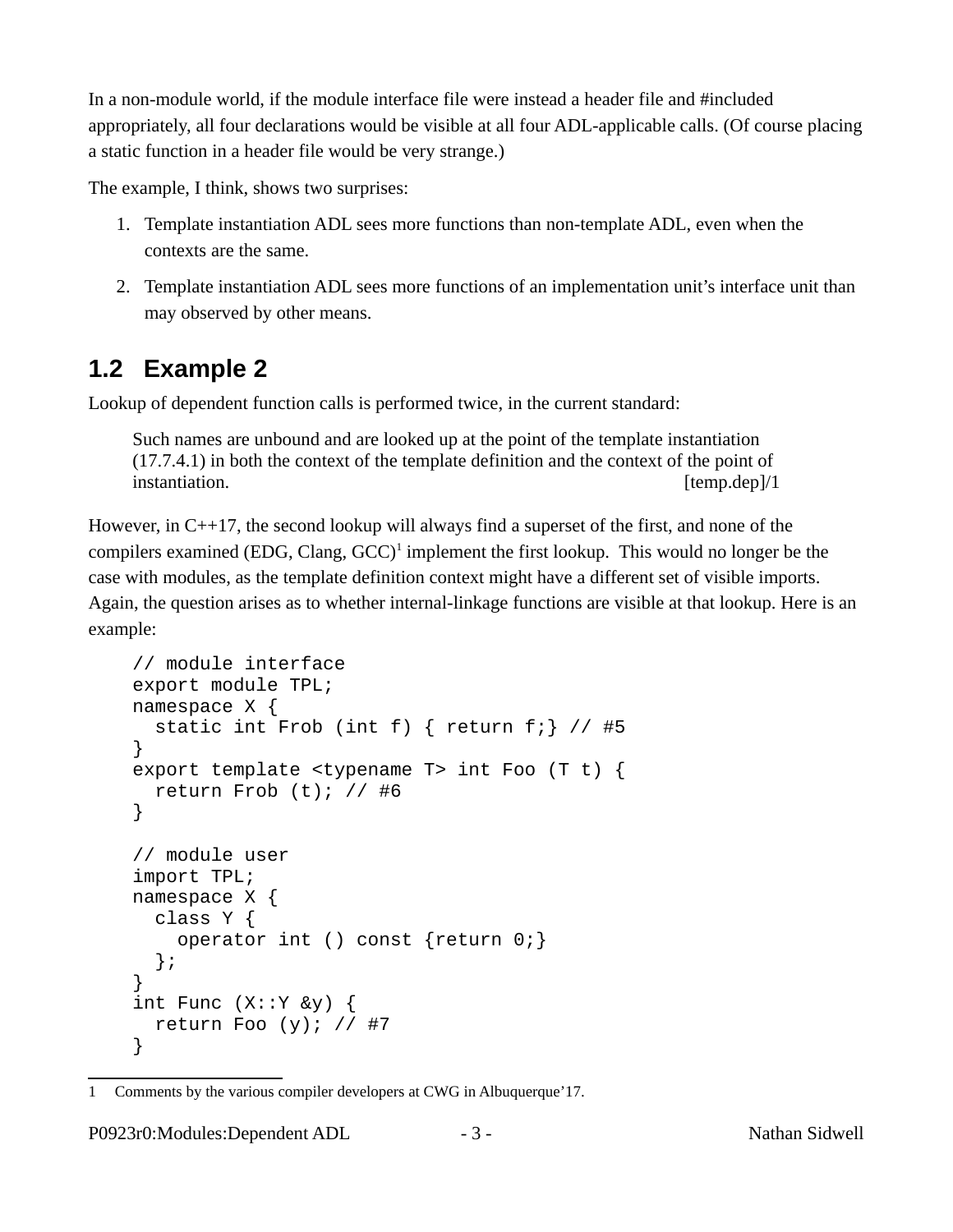In a non-module world, if the module interface file were instead a header file and #included appropriately, all four declarations would be visible at all four ADL-applicable calls. (Of course placing a static function in a header file would be very strange.)

The example, I think, shows two surprises:

1. Template instantiation ADL sees more functions than non-template ADL, even when the contexts are the same.
2. Template instantiation ADL sees more functions of an implementation unit's interface unit than may observed by other means.

## 1.2 Example 2

Lookup of dependent function calls is performed twice, in the current standard:

> Such names are unbound and are looked up at the point of the template instantiation (17.7.4.1) in both the context of the template definition and the context of the point of instantiation. [temp.dep]/1

However, in C++17, the second lookup will always find a superset of the first, and none of the compilers examined (EDG, Clang, GCC)[1] implement the first lookup. This would no longer be the case with modules, as the template definition context might have a different set of visible imports. Again, the question arises as to whether internal-linkage functions are visible at that lookup. Here is an example:

```
// module interface
export module TPL;
namespace X {
  static int Frob (int f) { return f;} // #5
}
export template <typename T> int Foo (T t) {
  return Frob (t); // #6
}

// module user
import TPL;
namespace X {
  class Y {
    operator int () const {return 0;}
  };
}
int Func (X::Y &y) {
  return Foo (y); // #7
}
```

---

1 Comments by the various compiler developers at CWG in Albuquerque'17.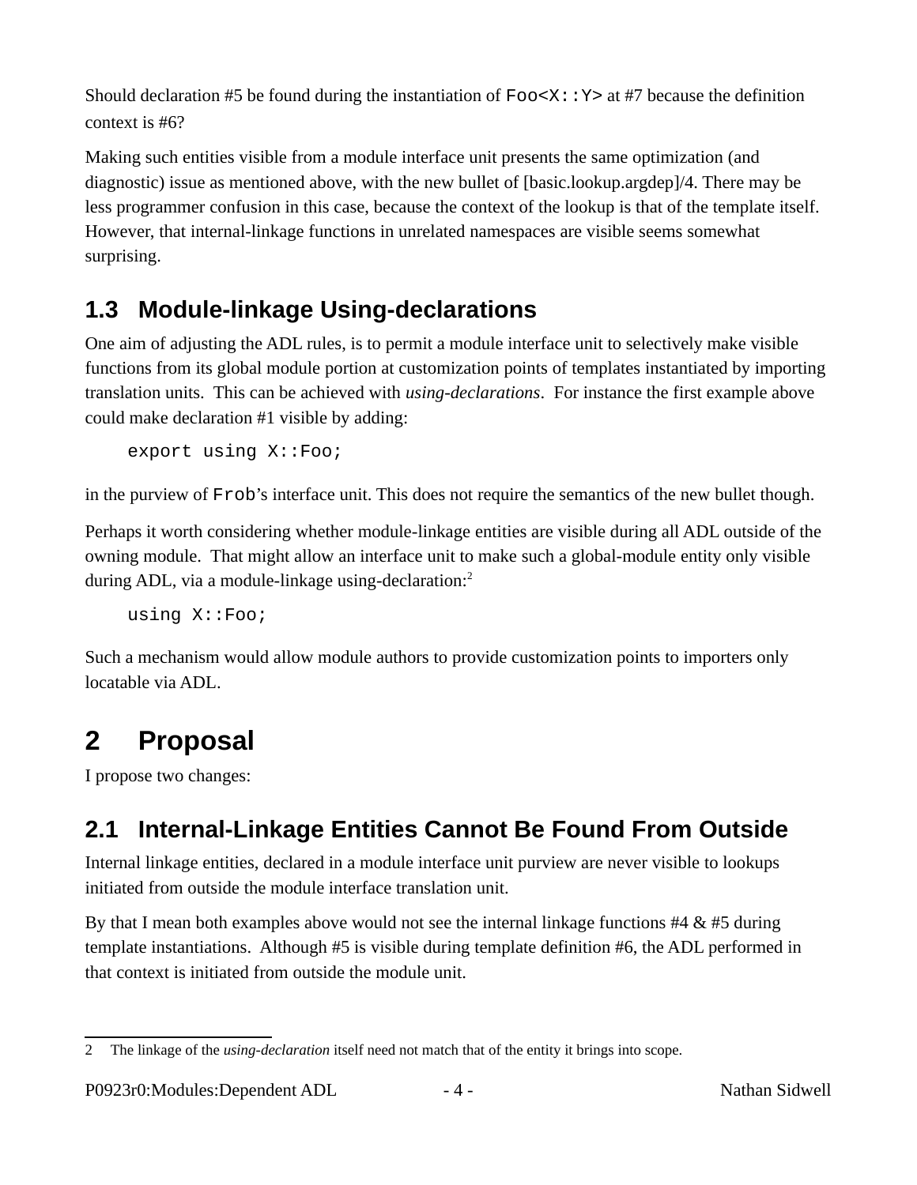Should declaration #5 be found during the instantiation of `Foo<X::Y>` at #7 because the definition context is #6?

Making such entities visible from a module interface unit presents the same optimization (and diagnostic) issue as mentioned above, with the new bullet of [basic.lookup.argdep]/4. There may be less programmer confusion in this case, because the context of the lookup is that of the template itself. However, that internal-linkage functions in unrelated namespaces are visible seems somewhat surprising.

## 1.3 Module-linkage Using-declarations

One aim of adjusting the ADL rules, is to permit a module interface unit to selectively make visible functions from its global module portion at customization points of templates instantiated by importing translation units. This can be achieved with *using-declarations*. For instance the first example above could make declaration #1 visible by adding:

```
export using X::Foo;
```

in the purview of `Frob`'s interface unit. This does not require the semantics of the new bullet though.

Perhaps it worth considering whether module-linkage entities are visible during all ADL outside of the owning module. That might allow an interface unit to make such a global-module entity only visible during ADL, via a module-linkage using-declaration:[2]

```
using X::Foo;
```

Such a mechanism would allow module authors to provide customization points to importers only locatable via ADL.

# 2 Proposal

I propose two changes:

## 2.1 Internal-Linkage Entities Cannot Be Found From Outside

Internal linkage entities, declared in a module interface unit purview are never visible to lookups initiated from outside the module interface translation unit.

By that I mean both examples above would not see the internal linkage functions #4 & #5 during template instantiations. Although #5 is visible during template definition #6, the ADL performed in that context is initiated from outside the module unit.

---

2 The linkage of the *using-declaration* itself need not match that of the entity it brings into scope.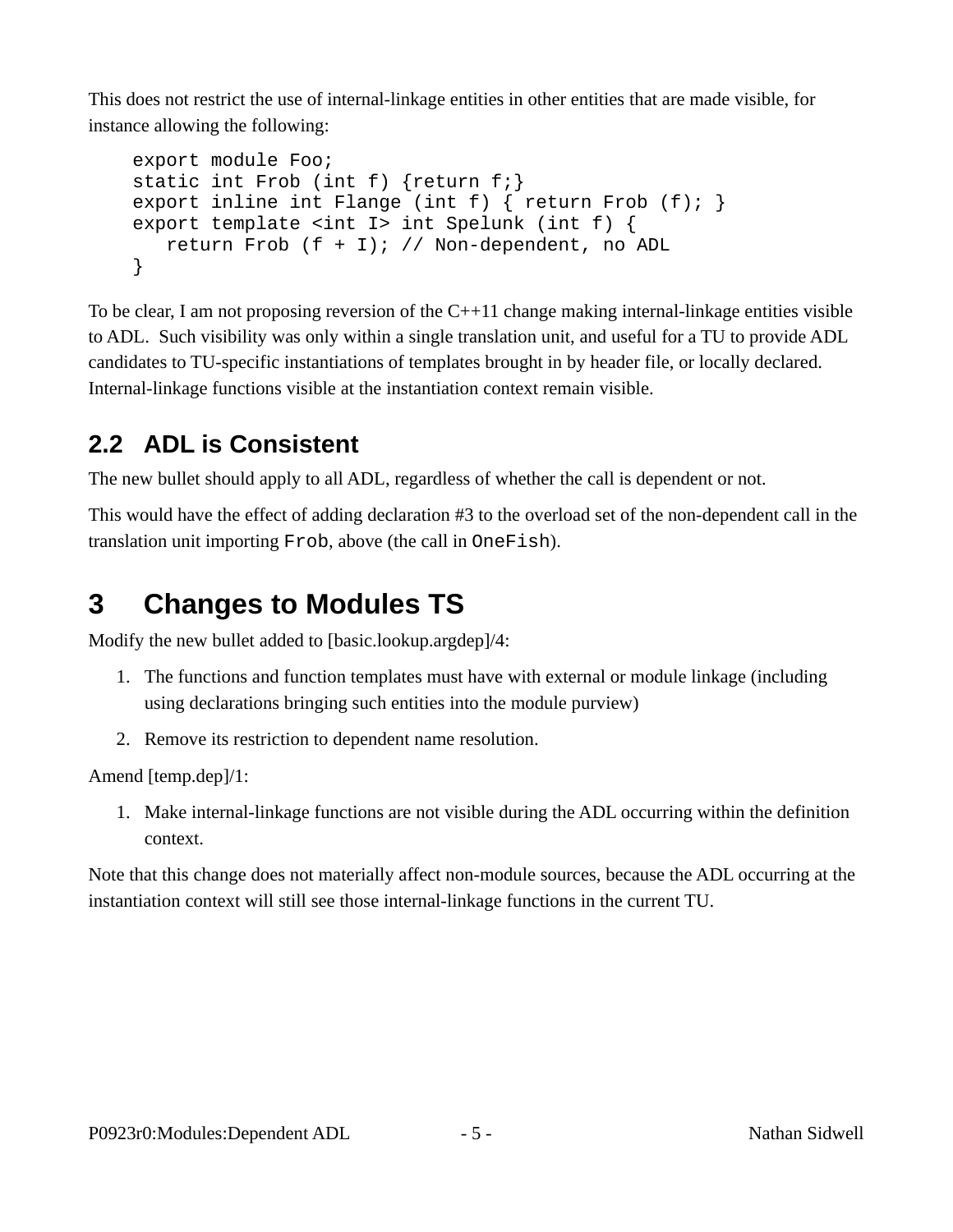This does not restrict the use of internal-linkage entities in other entities that are made visible, for instance allowing the following:

```
export module Foo;
static int Frob (int f) {return f;}
export inline int Flange (int f) { return Frob (f); }
export template <int I> int Spelunk (int f) {
   return Frob (f + I); // Non-dependent, no ADL
}
```

To be clear, I am not proposing reversion of the C++11 change making internal-linkage entities visible to ADL. Such visibility was only within a single translation unit, and useful for a TU to provide ADL candidates to TU-specific instantiations of templates brought in by header file, or locally declared. Internal-linkage functions visible at the instantiation context remain visible.

## 2.2 ADL is Consistent

The new bullet should apply to all ADL, regardless of whether the call is dependent or not.

This would have the effect of adding declaration #3 to the overload set of the non-dependent call in the translation unit importing `Frob`, above (the call in `OneFish`).

# 3 Changes to Modules TS

Modify the new bullet added to [basic.lookup.argdep]/4:

1. The functions and function templates must have with external or module linkage (including using declarations bringing such entities into the module purview)
2. Remove its restriction to dependent name resolution.

Amend [temp.dep]/1:

1. Make internal-linkage functions are not visible during the ADL occurring within the definition context.

Note that this change does not materially affect non-module sources, because the ADL occurring at the instantiation context will still see those internal-linkage functions in the current TU.